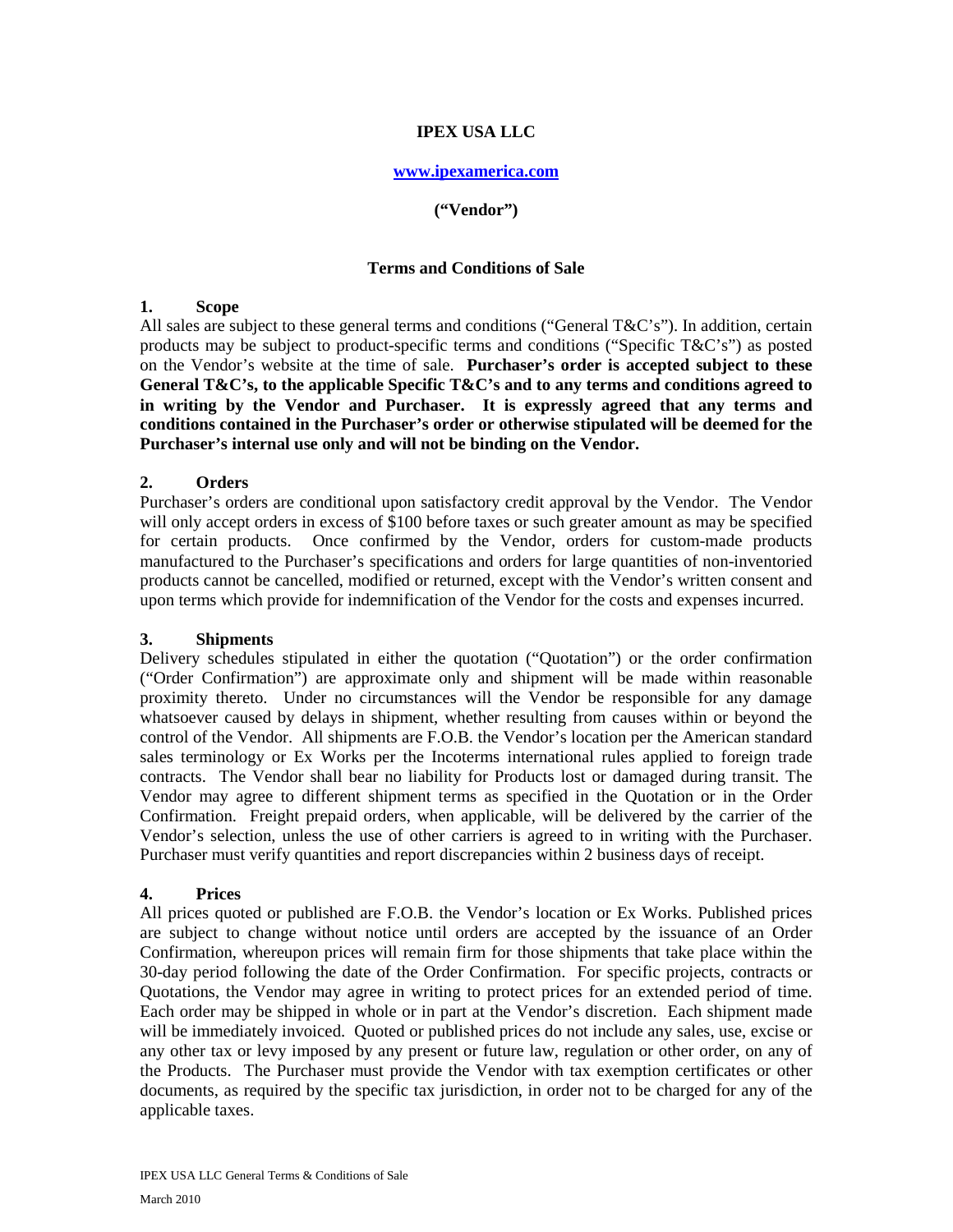**IPEX USA LLC**

**www.ipexamerica.com**

**("Vendor")**

**Terms and Conditions of Sale**

## 1. Scope

All sales are subject to these general terms and conditions ("General T&C's"). In addition, certain products may be subject to product-specific terms and conditions ("Specific T&C's") as posted on the Vendor's website at the time of sale. **Purchaser's order is accepted subject to these General T&C's, to the applicable Specific T&C's and to any terms and conditions agreed to in writing by the Vendor and Purchaser. It is expressly agreed that any terms and conditions contained in the Purchaser's order or otherwise stipulated will be deemed for the Purchaser's internal use only and will not be binding on the Vendor.**

## 2. Orders

Purchaser's orders are conditional upon satisfactory credit approval by the Vendor. The Vendor will only accept orders in excess of $100 before taxes or such greater amount as may be specified for certain products. Once confirmed by the Vendor, orders for custom-made products manufactured to the Purchaser's specifications and orders for large quantities of non-inventoried products cannot be cancelled, modified or returned, except with the Vendor's written consent and upon terms which provide for indemnification of the Vendor for the costs and expenses incurred.

## 3. Shipments

Delivery schedules stipulated in either the quotation ("Quotation") or the order confirmation ("Order Confirmation") are approximate only and shipment will be made within reasonable proximity thereto. Under no circumstances will the Vendor be responsible for any damage whatsoever caused by delays in shipment, whether resulting from causes within or beyond the control of the Vendor. All shipments are F.O.B. the Vendor's location per the American standard sales terminology or Ex Works per the Incoterms international rules applied to foreign trade contracts. The Vendor shall bear no liability for Products lost or damaged during transit. The Vendor may agree to different shipment terms as specified in the Quotation or in the Order Confirmation. Freight prepaid orders, when applicable, will be delivered by the carrier of the Vendor's selection, unless the use of other carriers is agreed to in writing with the Purchaser. Purchaser must verify quantities and report discrepancies within 2 business days of receipt.

## 4. Prices

All prices quoted or published are F.O.B. the Vendor's location or Ex Works. Published prices are subject to change without notice until orders are accepted by the issuance of an Order Confirmation, whereupon prices will remain firm for those shipments that take place within the 30-day period following the date of the Order Confirmation. For specific projects, contracts or Quotations, the Vendor may agree in writing to protect prices for an extended period of time. Each order may be shipped in whole or in part at the Vendor's discretion. Each shipment made will be immediately invoiced. Quoted or published prices do not include any sales, use, excise or any other tax or levy imposed by any present or future law, regulation or other order, on any of the Products. The Purchaser must provide the Vendor with tax exemption certificates or other documents, as required by the specific tax jurisdiction, in order not to be charged for any of the applicable taxes.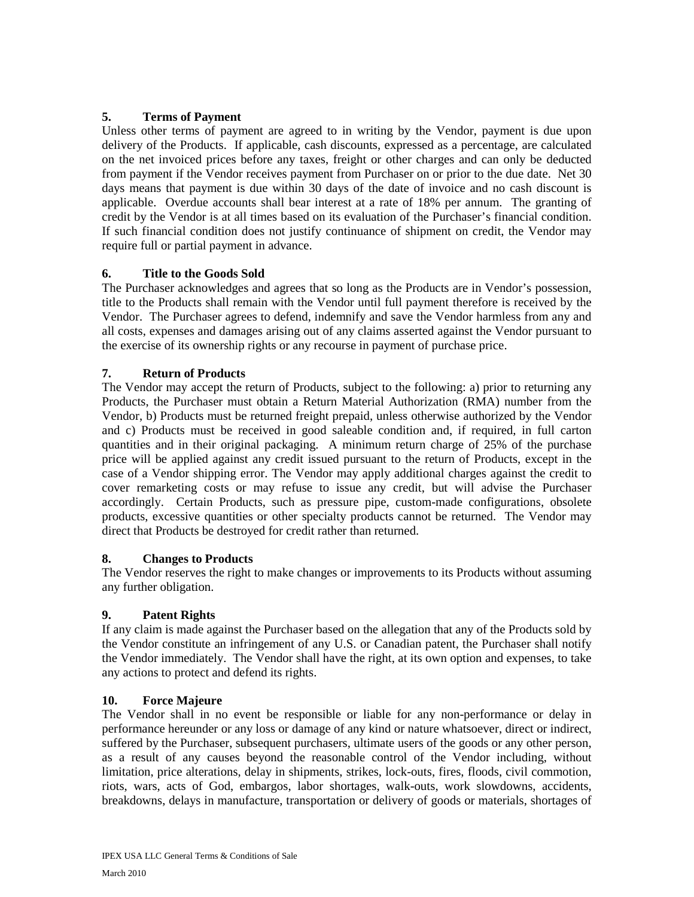### 5. Terms of Payment

Unless other terms of payment are agreed to in writing by the Vendor, payment is due upon delivery of the Products. If applicable, cash discounts, expressed as a percentage, are calculated on the net invoiced prices before any taxes, freight or other charges and can only be deducted from payment if the Vendor receives payment from Purchaser on or prior to the due date. Net 30 days means that payment is due within 30 days of the date of invoice and no cash discount is applicable. Overdue accounts shall bear interest at a rate of 18% per annum. The granting of credit by the Vendor is at all times based on its evaluation of the Purchaser's financial condition. If such financial condition does not justify continuance of shipment on credit, the Vendor may require full or partial payment in advance.

### 6. Title to the Goods Sold

The Purchaser acknowledges and agrees that so long as the Products are in Vendor's possession, title to the Products shall remain with the Vendor until full payment therefore is received by the Vendor. The Purchaser agrees to defend, indemnify and save the Vendor harmless from any and all costs, expenses and damages arising out of any claims asserted against the Vendor pursuant to the exercise of its ownership rights or any recourse in payment of purchase price.

### 7. Return of Products

The Vendor may accept the return of Products, subject to the following: a) prior to returning any Products, the Purchaser must obtain a Return Material Authorization (RMA) number from the Vendor, b) Products must be returned freight prepaid, unless otherwise authorized by the Vendor and c) Products must be received in good saleable condition and, if required, in full carton quantities and in their original packaging. A minimum return charge of 25% of the purchase price will be applied against any credit issued pursuant to the return of Products, except in the case of a Vendor shipping error. The Vendor may apply additional charges against the credit to cover remarketing costs or may refuse to issue any credit, but will advise the Purchaser accordingly. Certain Products, such as pressure pipe, custom-made configurations, obsolete products, excessive quantities or other specialty products cannot be returned. The Vendor may direct that Products be destroyed for credit rather than returned.

### 8. Changes to Products

The Vendor reserves the right to make changes or improvements to its Products without assuming any further obligation.

### 9. Patent Rights

If any claim is made against the Purchaser based on the allegation that any of the Products sold by the Vendor constitute an infringement of any U.S. or Canadian patent, the Purchaser shall notify the Vendor immediately. The Vendor shall have the right, at its own option and expenses, to take any actions to protect and defend its rights.

### 10. Force Majeure

The Vendor shall in no event be responsible or liable for any non-performance or delay in performance hereunder or any loss or damage of any kind or nature whatsoever, direct or indirect, suffered by the Purchaser, subsequent purchasers, ultimate users of the goods or any other person, as a result of any causes beyond the reasonable control of the Vendor including, without limitation, price alterations, delay in shipments, strikes, lock-outs, fires, floods, civil commotion, riots, wars, acts of God, embargos, labor shortages, walk-outs, work slowdowns, accidents, breakdowns, delays in manufacture, transportation or delivery of goods or materials, shortages of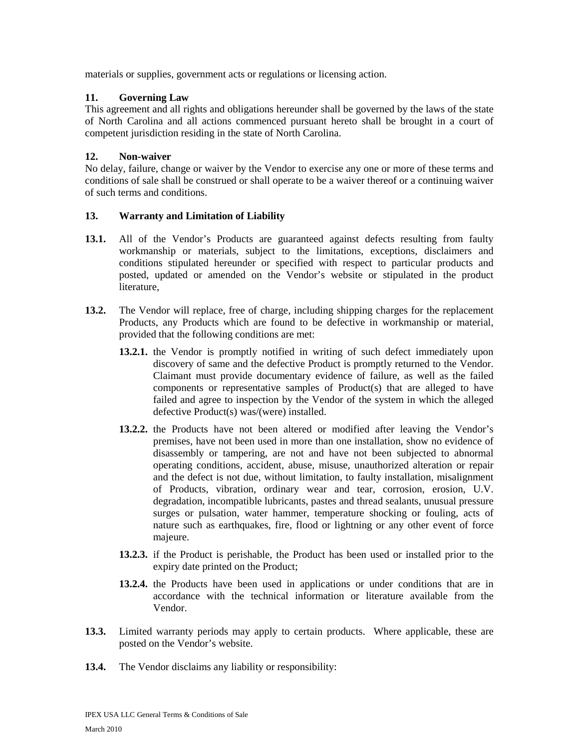materials or supplies, government acts or regulations or licensing action.

**11. Governing Law**

This agreement and all rights and obligations hereunder shall be governed by the laws of the state of North Carolina and all actions commenced pursuant hereto shall be brought in a court of competent jurisdiction residing in the state of North Carolina.

**12. Non-waiver**

No delay, failure, change or waiver by the Vendor to exercise any one or more of these terms and conditions of sale shall be construed or shall operate to be a waiver thereof or a continuing waiver of such terms and conditions.

**13. Warranty and Limitation of Liability**

**13.1.** All of the Vendor's Products are guaranteed against defects resulting from faulty workmanship or materials, subject to the limitations, exceptions, disclaimers and conditions stipulated hereunder or specified with respect to particular products and posted, updated or amended on the Vendor's website or stipulated in the product literature,

**13.2.** The Vendor will replace, free of charge, including shipping charges for the replacement Products, any Products which are found to be defective in workmanship or material, provided that the following conditions are met:

- **13.2.1.** the Vendor is promptly notified in writing of such defect immediately upon discovery of same and the defective Product is promptly returned to the Vendor. Claimant must provide documentary evidence of failure, as well as the failed components or representative samples of Product(s) that are alleged to have failed and agree to inspection by the Vendor of the system in which the alleged defective Product(s) was/(were) installed.

- **13.2.2.** the Products have not been altered or modified after leaving the Vendor's premises, have not been used in more than one installation, show no evidence of disassembly or tampering, are not and have not been subjected to abnormal operating conditions, accident, abuse, misuse, unauthorized alteration or repair and the defect is not due, without limitation, to faulty installation, misalignment of Products, vibration, ordinary wear and tear, corrosion, erosion, U.V. degradation, incompatible lubricants, pastes and thread sealants, unusual pressure surges or pulsation, water hammer, temperature shocking or fouling, acts of nature such as earthquakes, fire, flood or lightning or any other event of force majeure.

- **13.2.3.** if the Product is perishable, the Product has been used or installed prior to the expiry date printed on the Product;

- **13.2.4.** the Products have been used in applications or under conditions that are in accordance with the technical information or literature available from the Vendor.

**13.3.** Limited warranty periods may apply to certain products. Where applicable, these are posted on the Vendor's website.

**13.4.** The Vendor disclaims any liability or responsibility: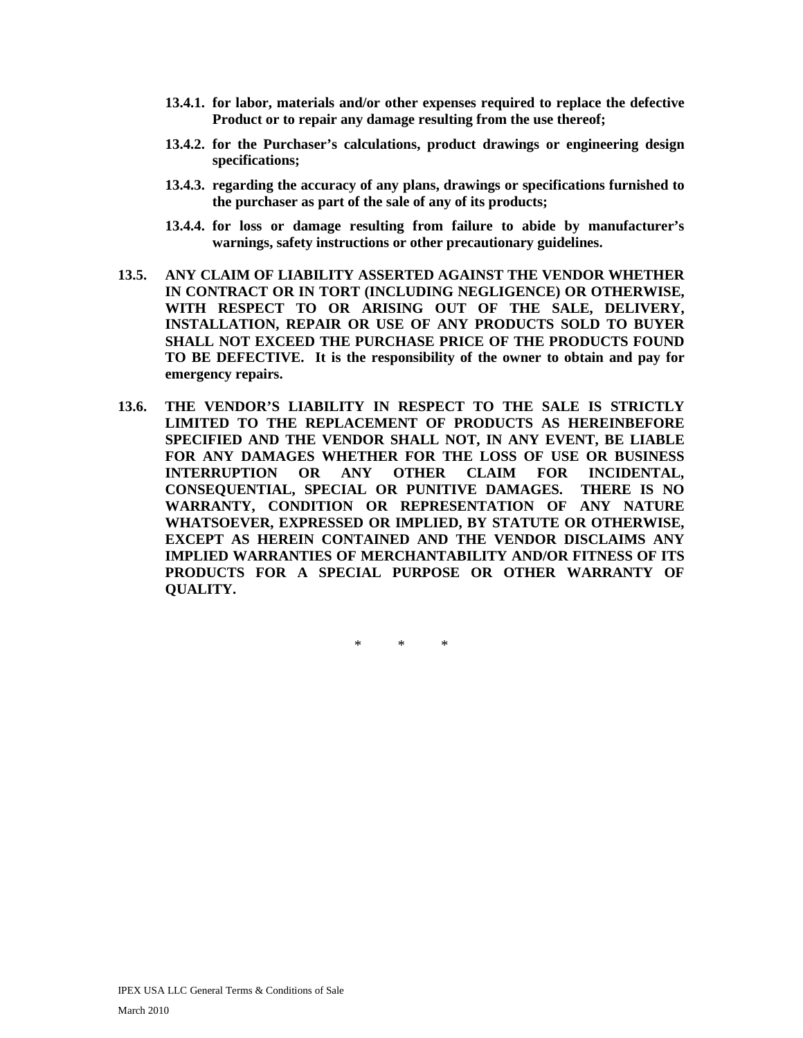**13.4.1. for labor, materials and/or other expenses required to replace the defective Product or to repair any damage resulting from the use thereof;**

**13.4.2. for the Purchaser's calculations, product drawings or engineering design specifications;**

**13.4.3. regarding the accuracy of any plans, drawings or specifications furnished to the purchaser as part of the sale of any of its products;**

**13.4.4. for loss or damage resulting from failure to abide by manufacturer's warnings, safety instructions or other precautionary guidelines.**

**13.5. ANY CLAIM OF LIABILITY ASSERTED AGAINST THE VENDOR WHETHER IN CONTRACT OR IN TORT (INCLUDING NEGLIGENCE) OR OTHERWISE, WITH RESPECT TO OR ARISING OUT OF THE SALE, DELIVERY, INSTALLATION, REPAIR OR USE OF ANY PRODUCTS SOLD TO BUYER SHALL NOT EXCEED THE PURCHASE PRICE OF THE PRODUCTS FOUND TO BE DEFECTIVE. It is the responsibility of the owner to obtain and pay for emergency repairs.**

**13.6. THE VENDOR'S LIABILITY IN RESPECT TO THE SALE IS STRICTLY LIMITED TO THE REPLACEMENT OF PRODUCTS AS HEREINBEFORE SPECIFIED AND THE VENDOR SHALL NOT, IN ANY EVENT, BE LIABLE FOR ANY DAMAGES WHETHER FOR THE LOSS OF USE OR BUSINESS INTERRUPTION OR ANY OTHER CLAIM FOR INCIDENTAL, CONSEQUENTIAL, SPECIAL OR PUNITIVE DAMAGES. THERE IS NO WARRANTY, CONDITION OR REPRESENTATION OF ANY NATURE WHATSOEVER, EXPRESSED OR IMPLIED, BY STATUTE OR OTHERWISE, EXCEPT AS HEREIN CONTAINED AND THE VENDOR DISCLAIMS ANY IMPLIED WARRANTIES OF MERCHANTABILITY AND/OR FITNESS OF ITS PRODUCTS FOR A SPECIAL PURPOSE OR OTHER WARRANTY OF QUALITY.**

\* \* \*